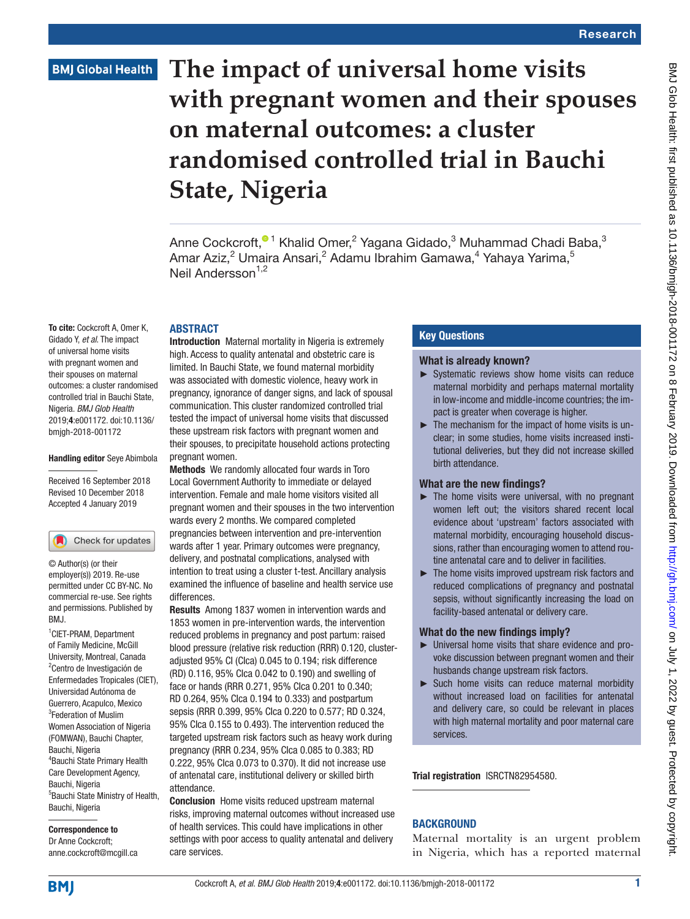Research

BMJ Global Health

# The impact of universal home visits with pregnant women and their spouses on maternal outcomes: a cluster randomised controlled trial in Bauchi State, Nigeria

Anne Cockcroft,[1] Khalid Omer,[2] Yagana Gidado,[3] Muhammad Chadi Baba,[3] Amar Aziz,[2] Umaira Ansari,[2] Adamu Ibrahim Gamawa,[4] Yahaya Yarima,[5] Neil Andersson[1,2]

**To cite:** Cockcroft A, Omer K, Gidado Y, *et al*. The impact of universal home visits with pregnant women and their spouses on maternal outcomes: a cluster randomised controlled trial in Bauchi State, Nigeria. *BMJ Glob Health* 2019;**4**:e001172. doi:10.1136/bmjgh-2018-001172

**Handling editor** Seye Abimbola

Received 16 September 2018
Revised 10 December 2018
Accepted 4 January 2019

© Author(s) (or their employer(s)) 2019. Re-use permitted under CC BY-NC. No commercial re-use. See rights and permissions. Published by BMJ.

[1]CIET-PRAM, Department of Family Medicine, McGill University, Montreal, Canada
[2]Centro de Investigación de Enfermedades Tropicales (CIET), Universidad Autónoma de Guerrero, Acapulco, Mexico
[3]Federation of Muslim Women Association of Nigeria (FOMWAN), Bauchi Chapter, Bauchi, Nigeria
[4]Bauchi State Primary Health Care Development Agency, Bauchi, Nigeria
[5]Bauchi State Ministry of Health, Bauchi, Nigeria

**Correspondence to**
Dr Anne Cockcroft;
anne.cockcroft@mcgill.ca

## ABSTRACT

**Introduction** Maternal mortality in Nigeria is extremely high. Access to quality antenatal and obstetric care is limited. In Bauchi State, we found maternal morbidity was associated with domestic violence, heavy work in pregnancy, ignorance of danger signs, and lack of spousal communication. This cluster randomized controlled trial tested the impact of universal home visits that discussed these upstream risk factors with pregnant women and their spouses, to precipitate household actions protecting pregnant women.

**Methods** We randomly allocated four wards in Toro Local Government Authority to immediate or delayed intervention. Female and male home visitors visited all pregnant women and their spouses in the two intervention wards every 2 months. We compared completed pregnancies between intervention and pre-intervention wards after 1 year. Primary outcomes were pregnancy, delivery, and postnatal complications, analysed with intention to treat using a cluster t-test. Ancillary analysis examined the influence of baseline and health service use differences.

**Results** Among 1837 women in intervention wards and 1853 women in pre-intervention wards, the intervention reduced problems in pregnancy and post partum: raised blood pressure (relative risk reduction (RRR) 0.120, cluster-adjusted 95% CI (CIca) 0.045 to 0.194; risk difference (RD) 0.116, 95% CIca 0.042 to 0.190) and swelling of face or hands (RRR 0.271, 95% CIca 0.201 to 0.340; RD 0.264, 95% CIca 0.194 to 0.333) and postpartum sepsis (RRR 0.399, 95% CIca 0.220 to 0.577; RD 0.324, 95% CIca 0.155 to 0.493). The intervention reduced the targeted upstream risk factors such as heavy work during pregnancy (RRR 0.234, 95% CIca 0.085 to 0.383; RD 0.222, 95% CIca 0.073 to 0.370). It did not increase use of antenatal care, institutional delivery or skilled birth attendance.

**Conclusion** Home visits reduced upstream maternal risks, improving maternal outcomes without increased use of health services. This could have implications in other settings with poor access to quality antenatal and delivery care services.

## Key Questions

### What is already known?

- Systematic reviews show home visits can reduce maternal morbidity and perhaps maternal mortality in low-income and middle-income countries; the impact is greater when coverage is higher.
- The mechanism for the impact of home visits is unclear; in some studies, home visits increased institutional deliveries, but they did not increase skilled birth attendance.

### What are the new findings?

- The home visits were universal, with no pregnant women left out; the visitors shared recent local evidence about 'upstream' factors associated with maternal morbidity, encouraging household discussions, rather than encouraging women to attend routine antenatal care and to deliver in facilities.
- The home visits improved upstream risk factors and reduced complications of pregnancy and postnatal sepsis, without significantly increasing the load on facility-based antenatal or delivery care.

### What do the new findings imply?

- Universal home visits that share evidence and provoke discussion between pregnant women and their husbands change upstream risk factors.
- Such home visits can reduce maternal morbidity without increased load on facilities for antenatal and delivery care, so could be relevant in places with high maternal mortality and poor maternal care services.

**Trial registration** ISRCTN82954580.

## BACKGROUND

Maternal mortality is an urgent problem in Nigeria, which has a reported maternal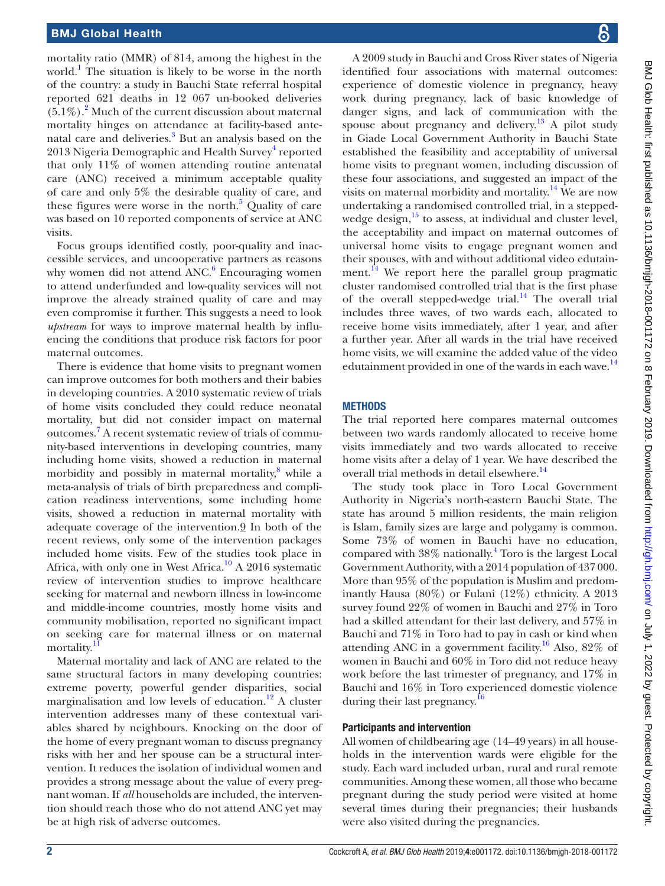mortality ratio (MMR) of 814, among the highest in the world.[1] The situation is likely to be worse in the north of the country: a study in Bauchi State referral hospital reported 621 deaths in 12 067 un-booked deliveries (5.1%).[2] Much of the current discussion about maternal mortality hinges on attendance at facility-based antenatal care and deliveries.[3] But an analysis based on the 2013 Nigeria Demographic and Health Survey[4] reported that only 11% of women attending routine antenatal care (ANC) received a minimum acceptable quality of care and only 5% the desirable quality of care, and these figures were worse in the north.[5] Quality of care was based on 10 reported components of service at ANC visits.

Focus groups identified costly, poor-quality and inaccessible services, and uncooperative partners as reasons why women did not attend ANC.[6] Encouraging women to attend underfunded and low-quality services will not improve the already strained quality of care and may even compromise it further. This suggests a need to look *upstream* for ways to improve maternal health by influencing the conditions that produce risk factors for poor maternal outcomes.

There is evidence that home visits to pregnant women can improve outcomes for both mothers and their babies in developing countries. A 2010 systematic review of trials of home visits concluded they could reduce neonatal mortality, but did not consider impact on maternal outcomes.[7] A recent systematic review of trials of community-based interventions in developing countries, many including home visits, showed a reduction in maternal morbidity and possibly in maternal mortality,[8] while a meta-analysis of trials of birth preparedness and complication readiness interventions, some including home visits, showed a reduction in maternal mortality with adequate coverage of the intervention.9 In both of the recent reviews, only some of the intervention packages included home visits. Few of the studies took place in Africa, with only one in West Africa.[10] A 2016 systematic review of intervention studies to improve healthcare seeking for maternal and newborn illness in low-income and middle-income countries, mostly home visits and community mobilisation, reported no significant impact on seeking care for maternal illness or on maternal mortality.[11]

Maternal mortality and lack of ANC are related to the same structural factors in many developing countries: extreme poverty, powerful gender disparities, social marginalisation and low levels of education.[12] A cluster intervention addresses many of these contextual variables shared by neighbours. Knocking on the door of the home of every pregnant woman to discuss pregnancy risks with her and her spouse can be a structural intervention. It reduces the isolation of individual women and provides a strong message about the value of every pregnant woman. If *all* households are included, the intervention should reach those who do not attend ANC yet may be at high risk of adverse outcomes.

A 2009 study in Bauchi and Cross River states of Nigeria identified four associations with maternal outcomes: experience of domestic violence in pregnancy, heavy work during pregnancy, lack of basic knowledge of danger signs, and lack of communication with the spouse about pregnancy and delivery.[13] A pilot study in Giade Local Government Authority in Bauchi State established the feasibility and acceptability of universal home visits to pregnant women, including discussion of these four associations, and suggested an impact of the visits on maternal morbidity and mortality.[14] We are now undertaking a randomised controlled trial, in a stepped-wedge design,[15] to assess, at individual and cluster level, the acceptability and impact on maternal outcomes of universal home visits to engage pregnant women and their spouses, with and without additional video edutainment.[14] We report here the parallel group pragmatic cluster randomised controlled trial that is the first phase of the overall stepped-wedge trial.[14] The overall trial includes three waves, of two wards each, allocated to receive home visits immediately, after 1 year, and after a further year. After all wards in the trial have received home visits, we will examine the added value of the video edutainment provided in one of the wards in each wave.[14]

## METHODS

The trial reported here compares maternal outcomes between two wards randomly allocated to receive home visits immediately and two wards allocated to receive home visits after a delay of 1 year. We have described the overall trial methods in detail elsewhere.[14]

The study took place in Toro Local Government Authority in Nigeria's north-eastern Bauchi State. The state has around 5 million residents, the main religion is Islam, family sizes are large and polygamy is common. Some 73% of women in Bauchi have no education, compared with 38% nationally.[4] Toro is the largest Local Government Authority, with a 2014 population of 437 000. More than 95% of the population is Muslim and predominantly Hausa (80%) or Fulani (12%) ethnicity. A 2013 survey found 22% of women in Bauchi and 27% in Toro had a skilled attendant for their last delivery, and 57% in Bauchi and 71% in Toro had to pay in cash or kind when attending ANC in a government facility.[16] Also, 82% of women in Bauchi and 60% in Toro did not reduce heavy work before the last trimester of pregnancy, and 17% in Bauchi and 16% in Toro experienced domestic violence during their last pregnancy.[16]

### Participants and intervention

All women of childbearing age (14–49 years) in all households in the intervention wards were eligible for the study. Each ward included urban, rural and rural remote communities. Among these women, all those who became pregnant during the study period were visited at home several times during their pregnancies; their husbands were also visited during the pregnancies.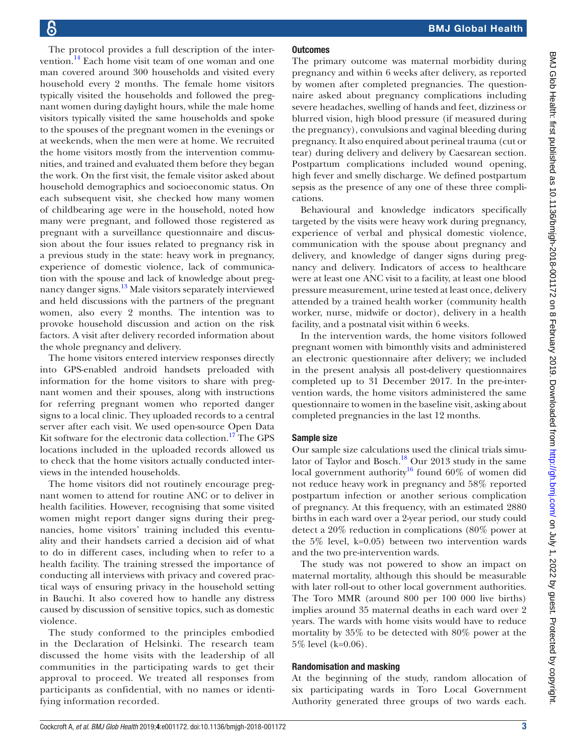The protocol provides a full description of the intervention.[14] Each home visit team of one woman and one man covered around 300 households and visited every household every 2 months. The female home visitors typically visited the households and followed the pregnant women during daylight hours, while the male home visitors typically visited the same households and spoke to the spouses of the pregnant women in the evenings or at weekends, when the men were at home. We recruited the home visitors mostly from the intervention communities, and trained and evaluated them before they began the work. On the first visit, the female visitor asked about household demographics and socioeconomic status. On each subsequent visit, she checked how many women of childbearing age were in the household, noted how many were pregnant, and followed those registered as pregnant with a surveillance questionnaire and discussion about the four issues related to pregnancy risk in a previous study in the state: heavy work in pregnancy, experience of domestic violence, lack of communication with the spouse and lack of knowledge about pregnancy danger signs.[13] Male visitors separately interviewed and held discussions with the partners of the pregnant women, also every 2 months. The intention was to provoke household discussion and action on the risk factors. A visit after delivery recorded information about the whole pregnancy and delivery.

The home visitors entered interview responses directly into GPS-enabled android handsets preloaded with information for the home visitors to share with pregnant women and their spouses, along with instructions for referring pregnant women who reported danger signs to a local clinic. They uploaded records to a central server after each visit. We used open-source Open Data Kit software for the electronic data collection.[17] The GPS locations included in the uploaded records allowed us to check that the home visitors actually conducted interviews in the intended households.

The home visitors did not routinely encourage pregnant women to attend for routine ANC or to deliver in health facilities. However, recognising that some visited women might report danger signs during their pregnancies, home visitors' training included this eventuality and their handsets carried a decision aid of what to do in different cases, including when to refer to a health facility. The training stressed the importance of conducting all interviews with privacy and covered practical ways of ensuring privacy in the household setting in Bauchi. It also covered how to handle any distress caused by discussion of sensitive topics, such as domestic violence.

The study conformed to the principles embodied in the Declaration of Helsinki. The research team discussed the home visits with the leadership of all communities in the participating wards to get their approval to proceed. We treated all responses from participants as confidential, with no names or identifying information recorded.

### Outcomes

The primary outcome was maternal morbidity during pregnancy and within 6 weeks after delivery, as reported by women after completed pregnancies. The questionnaire asked about pregnancy complications including severe headaches, swelling of hands and feet, dizziness or blurred vision, high blood pressure (if measured during the pregnancy), convulsions and vaginal bleeding during pregnancy. It also enquired about perineal trauma (cut or tear) during delivery and delivery by Caesarean section. Postpartum complications included wound opening, high fever and smelly discharge. We defined postpartum sepsis as the presence of any one of these three complications.

Behavioural and knowledge indicators specifically targeted by the visits were heavy work during pregnancy, experience of verbal and physical domestic violence, communication with the spouse about pregnancy and delivery, and knowledge of danger signs during pregnancy and delivery. Indicators of access to healthcare were at least one ANC visit to a facility, at least one blood pressure measurement, urine tested at least once, delivery attended by a trained health worker (community health worker, nurse, midwife or doctor), delivery in a health facility, and a postnatal visit within 6 weeks.

In the intervention wards, the home visitors followed pregnant women with bimonthly visits and administered an electronic questionnaire after delivery; we included in the present analysis all post-delivery questionnaires completed up to 31 December 2017. In the pre-intervention wards, the home visitors administered the same questionnaire to women in the baseline visit, asking about completed pregnancies in the last 12 months.

### Sample size

Our sample size calculations used the clinical trials simulator of Taylor and Bosch.[18] Our 2013 study in the same local government authority[16] found 60% of women did not reduce heavy work in pregnancy and 58% reported postpartum infection or another serious complication of pregnancy. At this frequency, with an estimated 2880 births in each ward over a 2-year period, our study could detect a 20% reduction in complications (80% power at the 5% level, k=0.05) between two intervention wards and the two pre-intervention wards.

The study was not powered to show an impact on maternal mortality, although this should be measurable with later roll-out to other local government authorities. The Toro MMR (around 800 per 100 000 live births) implies around 35 maternal deaths in each ward over 2 years. The wards with home visits would have to reduce mortality by 35% to be detected with 80% power at the 5% level (k=0.06).

### Randomisation and masking

At the beginning of the study, random allocation of six participating wards in Toro Local Government Authority generated three groups of two wards each.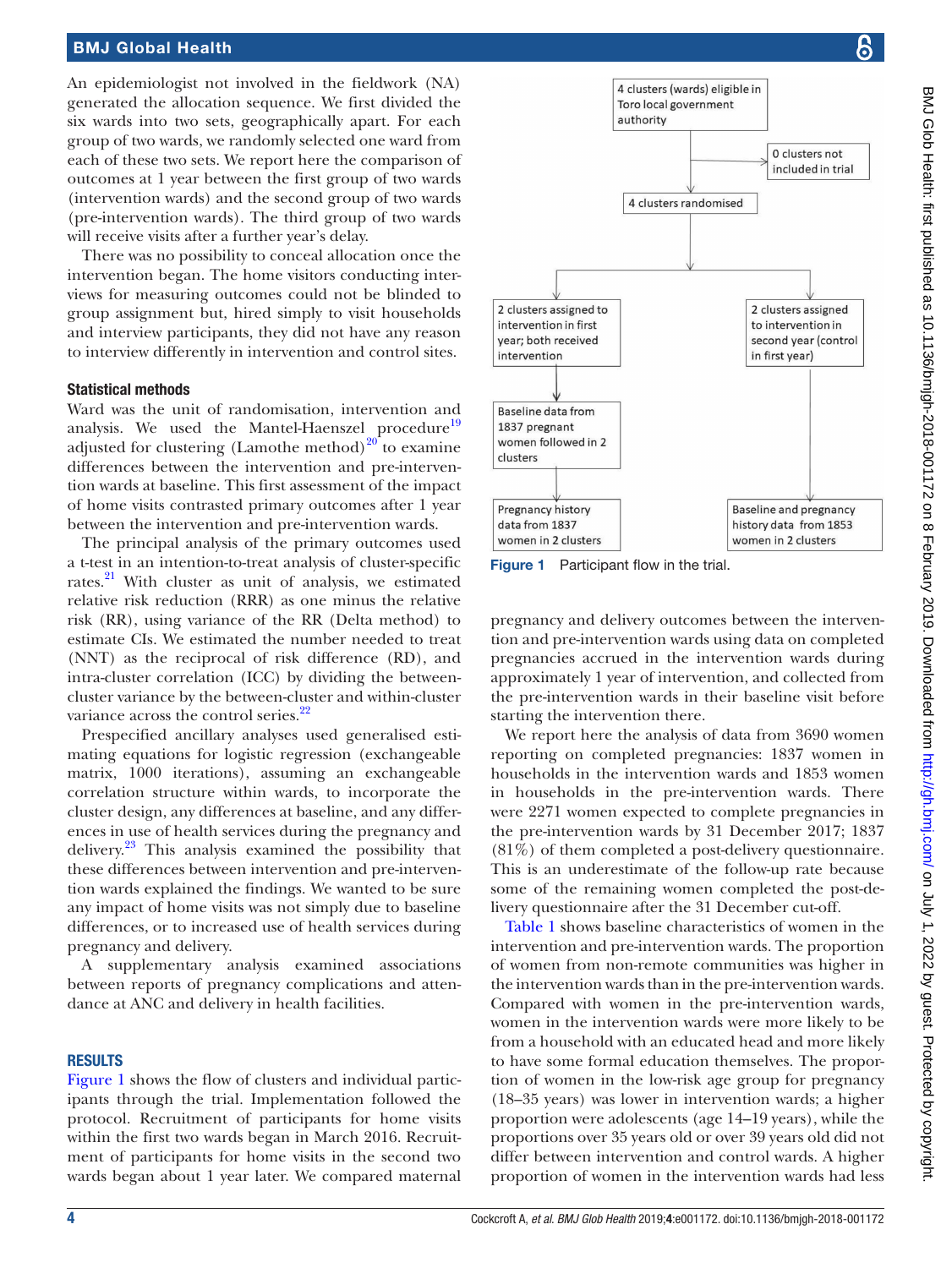An epidemiologist not involved in the fieldwork (NA) generated the allocation sequence. We first divided the six wards into two sets, geographically apart. For each group of two wards, we randomly selected one ward from each of these two sets. We report here the comparison of outcomes at 1 year between the first group of two wards (intervention wards) and the second group of two wards (pre-intervention wards). The third group of two wards will receive visits after a further year's delay.

There was no possibility to conceal allocation once the intervention began. The home visitors conducting interviews for measuring outcomes could not be blinded to group assignment but, hired simply to visit households and interview participants, they did not have any reason to interview differently in intervention and control sites.

### Statistical methods

Ward was the unit of randomisation, intervention and analysis. We used the Mantel-Haenszel procedure[19] adjusted for clustering (Lamothe method)[20] to examine differences between the intervention and pre-intervention wards at baseline. This first assessment of the impact of home visits contrasted primary outcomes after 1 year between the intervention and pre-intervention wards.

The principal analysis of the primary outcomes used a t-test in an intention-to-treat analysis of cluster-specific rates.[21] With cluster as unit of analysis, we estimated relative risk reduction (RRR) as one minus the relative risk (RR), using variance of the RR (Delta method) to estimate CIs. We estimated the number needed to treat (NNT) as the reciprocal of risk difference (RD), and intra-cluster correlation (ICC) by dividing the between-cluster variance by the between-cluster and within-cluster variance across the control series.[22]

Prespecified ancillary analyses used generalised estimating equations for logistic regression (exchangeable matrix, 1000 iterations), assuming an exchangeable correlation structure within wards, to incorporate the cluster design, any differences at baseline, and any differences in use of health services during the pregnancy and delivery.[23] This analysis examined the possibility that these differences between intervention and pre-intervention wards explained the findings. We wanted to be sure any impact of home visits was not simply due to baseline differences, or to increased use of health services during pregnancy and delivery.

A supplementary analysis examined associations between reports of pregnancy complications and attendance at ANC and delivery in health facilities.

## RESULTS

Figure 1 shows the flow of clusters and individual participants through the trial. Implementation followed the protocol. Recruitment of participants for home visits within the first two wards began in March 2016. Recruitment of participants for home visits in the second two wards began about 1 year later. We compared maternal pregnancy and delivery outcomes between the intervention and pre-intervention wards using data on completed pregnancies accrued in the intervention wards during approximately 1 year of intervention, and collected from the pre-intervention wards in their baseline visit before starting the intervention there.

4 clusters (wards) eligible in Toro local government authority → 0 clusters not included in trial

4 clusters randomised

- 2 clusters assigned to intervention in first year; both received intervention → Baseline data from 1837 pregnant women followed in 2 clusters → Pregnancy history data from 1837 women in 2 clusters
- 2 clusters assigned to intervention in second year (control in first year) → Baseline and pregnancy history data from 1853 women in 2 clusters

Figure 1 Participant flow in the trial.

We report here the analysis of data from 3690 women reporting on completed pregnancies: 1837 women in households in the intervention wards and 1853 women in households in the pre-intervention wards. There were 2271 women expected to complete pregnancies in the pre-intervention wards by 31 December 2017; 1837 (81%) of them completed a post-delivery questionnaire. This is an underestimate of the follow-up rate because some of the remaining women completed the post-delivery questionnaire after the 31 December cut-off.

Table 1 shows baseline characteristics of women in the intervention and pre-intervention wards. The proportion of women from non-remote communities was higher in the intervention wards than in the pre-intervention wards. Compared with women in the pre-intervention wards, women in the intervention wards were more likely to be from a household with an educated head and more likely to have some formal education themselves. The proportion of women in the low-risk age group for pregnancy (18–35 years) was lower in intervention wards; a higher proportion were adolescents (age 14–19 years), while the proportions over 35 years old or over 39 years old did not differ between intervention and control wards. A higher proportion of women in the intervention wards had less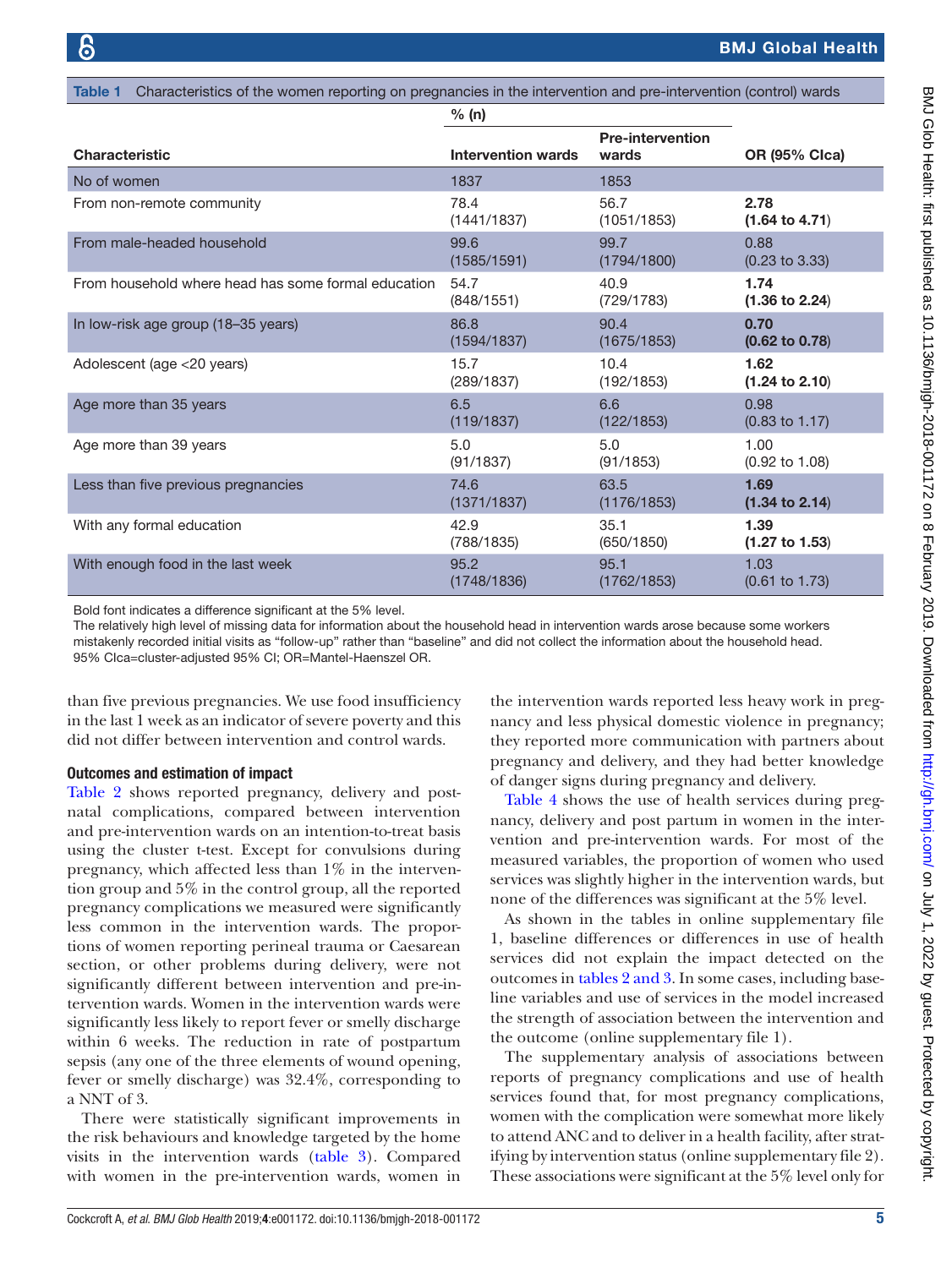**Table 1** Characteristics of the women reporting on pregnancies in the intervention and pre-intervention (control) wards

| Characteristic | % (n) Intervention wards | Pre-intervention wards | OR (95% CIca) |
|---|---|---|---|
| No of women | 1837 | 1853 | |
| From non-remote community | 78.4 (1441/1837) | 56.7 (1051/1853) | **2.78 (1.64 to 4.71)** |
| From male-headed household | 99.6 (1585/1591) | 99.7 (1794/1800) | 0.88 (0.23 to 3.33) |
| From household where head has some formal education | 54.7 (848/1551) | 40.9 (729/1783) | **1.74 (1.36 to 2.24)** |
| In low-risk age group (18–35 years) | 86.8 (1594/1837) | 90.4 (1675/1853) | **0.70 (0.62 to 0.78)** |
| Adolescent (age <20 years) | 15.7 (289/1837) | 10.4 (192/1853) | **1.62 (1.24 to 2.10)** |
| Age more than 35 years | 6.5 (119/1837) | 6.6 (122/1853) | 0.98 (0.83 to 1.17) |
| Age more than 39 years | 5.0 (91/1837) | 5.0 (91/1853) | 1.00 (0.92 to 1.08) |
| Less than five previous pregnancies | 74.6 (1371/1837) | 63.5 (1176/1853) | **1.69 (1.34 to 2.14)** |
| With any formal education | 42.9 (788/1835) | 35.1 (650/1850) | **1.39 (1.27 to 1.53)** |
| With enough food in the last week | 95.2 (1748/1836) | 95.1 (1762/1853) | 1.03 (0.61 to 1.73) |

Bold font indicates a difference significant at the 5% level.
The relatively high level of missing data for information about the household head in intervention wards arose because some workers mistakenly recorded initial visits as "follow-up" rather than "baseline" and did not collect the information about the household head.
95% CIca=cluster-adjusted 95% CI; OR=Mantel-Haenszel OR.

than five previous pregnancies. We use food insufficiency in the last 1 week as an indicator of severe poverty and this did not differ between intervention and control wards.

### Outcomes and estimation of impact

Table 2 shows reported pregnancy, delivery and postnatal complications, compared between intervention and pre-intervention wards on an intention-to-treat basis using the cluster t-test. Except for convulsions during pregnancy, which affected less than 1% in the intervention group and 5% in the control group, all the reported pregnancy complications we measured were significantly less common in the intervention wards. The proportions of women reporting perineal trauma or Caesarean section, or other problems during delivery, were not significantly different between intervention and pre-intervention wards. Women in the intervention wards were significantly less likely to report fever or smelly discharge within 6 weeks. The reduction in rate of postpartum sepsis (any one of the three elements of wound opening, fever or smelly discharge) was 32.4%, corresponding to a NNT of 3.

There were statistically significant improvements in the risk behaviours and knowledge targeted by the home visits in the intervention wards (table 3). Compared with women in the pre-intervention wards, women in the intervention wards reported less heavy work in pregnancy and less physical domestic violence in pregnancy; they reported more communication with partners about pregnancy and delivery, and they had better knowledge of danger signs during pregnancy and delivery.

Table 4 shows the use of health services during pregnancy, delivery and post partum in women in the intervention and pre-intervention wards. For most of the measured variables, the proportion of women who used services was slightly higher in the intervention wards, but none of the differences was significant at the 5% level.

As shown in the tables in online supplementary file 1, baseline differences or differences in use of health services did not explain the impact detected on the outcomes in tables 2 and 3. In some cases, including baseline variables and use of services in the model increased the strength of association between the intervention and the outcome (online supplementary file 1).

The supplementary analysis of associations between reports of pregnancy complications and use of health services found that, for most pregnancy complications, women with the complication were somewhat more likely to attend ANC and to deliver in a health facility, after stratifying by intervention status (online supplementary file 2). These associations were significant at the 5% level only for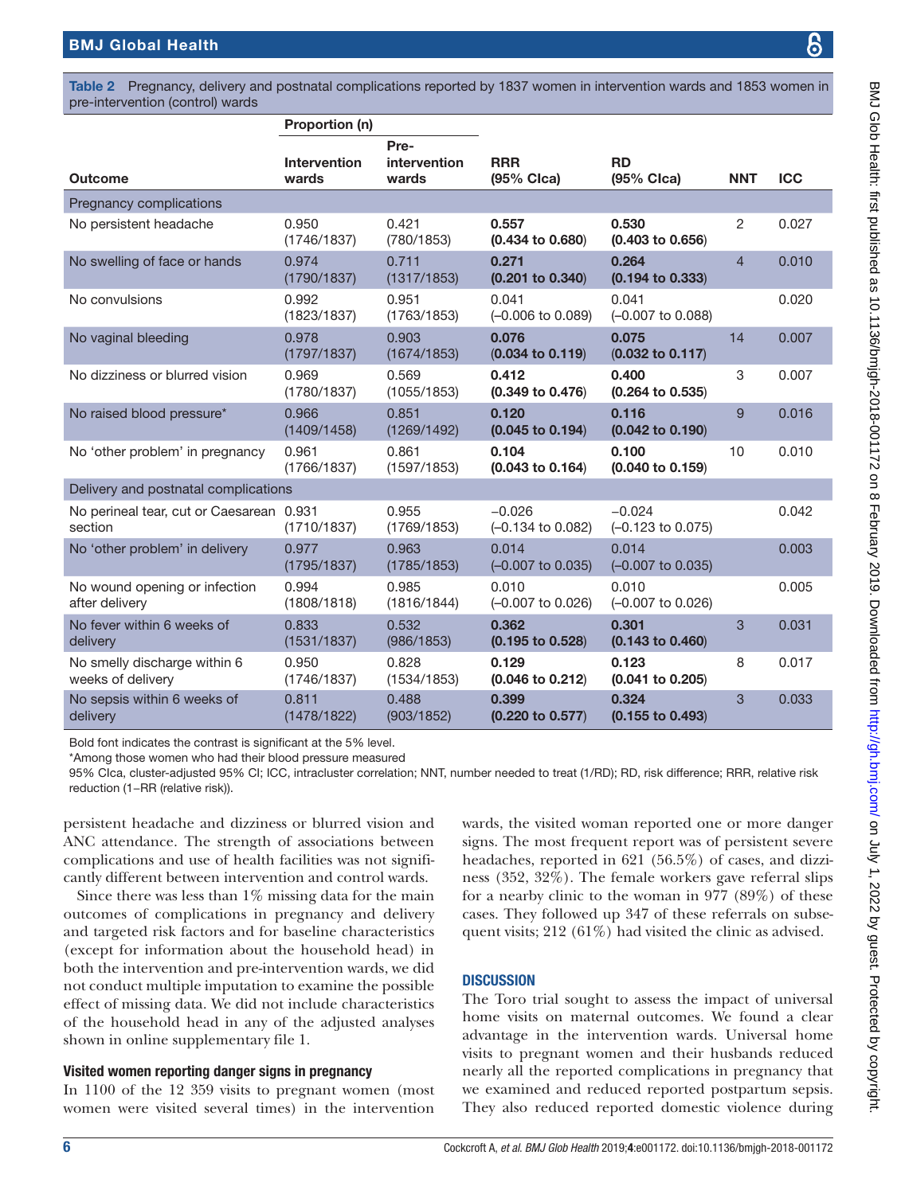**Table 2** Pregnancy, delivery and postnatal complications reported by 1837 women in intervention wards and 1853 women in pre-intervention (control) wards

| Outcome | Proportion (n) Intervention wards | Pre-intervention wards | RRR (95% CIca) | RD (95% CIca) | NNT | ICC |
|---|---|---|---|---|---|---|
| **Pregnancy complications** | | | | | | |
| No persistent headache | 0.950 (1746/1837) | 0.421 (780/1853) | **0.557 (0.434 to 0.680)** | **0.530 (0.403 to 0.656)** | 2 | 0.027 |
| No swelling of face or hands | 0.974 (1790/1837) | 0.711 (1317/1853) | **0.271 (0.201 to 0.340)** | **0.264 (0.194 to 0.333)** | 4 | 0.010 |
| No convulsions | 0.992 (1823/1837) | 0.951 (1763/1853) | 0.041 (−0.006 to 0.089) | 0.041 (−0.007 to 0.088) | | 0.020 |
| No vaginal bleeding | 0.978 (1797/1837) | 0.903 (1674/1853) | **0.076 (0.034 to 0.119)** | **0.075 (0.032 to 0.117)** | 14 | 0.007 |
| No dizziness or blurred vision | 0.969 (1780/1837) | 0.569 (1055/1853) | **0.412 (0.349 to 0.476)** | **0.400 (0.264 to 0.535)** | 3 | 0.007 |
| No raised blood pressure* | 0.966 (1409/1458) | 0.851 (1269/1492) | **0.120 (0.045 to 0.194)** | **0.116 (0.042 to 0.190)** | 9 | 0.016 |
| No 'other problem' in pregnancy | 0.961 (1766/1837) | 0.861 (1597/1853) | **0.104 (0.043 to 0.164)** | **0.100 (0.040 to 0.159)** | 10 | 0.010 |
| **Delivery and postnatal complications** | | | | | | |
| No perineal tear, cut or Caesarean section | 0.931 (1710/1837) | 0.955 (1769/1853) | −0.026 (−0.134 to 0.082) | −0.024 (−0.123 to 0.075) | | 0.042 |
| No 'other problem' in delivery | 0.977 (1795/1837) | 0.963 (1785/1853) | 0.014 (−0.007 to 0.035) | 0.014 (−0.007 to 0.035) | | 0.003 |
| No wound opening or infection after delivery | 0.994 (1808/1818) | 0.985 (1816/1844) | 0.010 (−0.007 to 0.026) | 0.010 (−0.007 to 0.026) | | 0.005 |
| No fever within 6 weeks of delivery | 0.833 (1531/1837) | 0.532 (986/1853) | **0.362 (0.195 to 0.528)** | **0.301 (0.143 to 0.460)** | 3 | 0.031 |
| No smelly discharge within 6 weeks of delivery | 0.950 (1746/1837) | 0.828 (1534/1853) | **0.129 (0.046 to 0.212)** | **0.123 (0.041 to 0.205)** | 8 | 0.017 |
| No sepsis within 6 weeks of delivery | 0.811 (1478/1822) | 0.488 (903/1852) | **0.399 (0.220 to 0.577)** | **0.324 (0.155 to 0.493)** | 3 | 0.033 |

Bold font indicates the contrast is significant at the 5% level.
*Among those women who had their blood pressure measured
95% CIca, cluster-adjusted 95% CI; ICC, intracluster correlation; NNT, number needed to treat (1/RD); RD, risk difference; RRR, relative risk reduction (1−RR (relative risk)).

persistent headache and dizziness or blurred vision and ANC attendance. The strength of associations between complications and use of health facilities was not significantly different between intervention and control wards.

Since there was less than 1% missing data for the main outcomes of complications in pregnancy and delivery and targeted risk factors and for baseline characteristics (except for information about the household head) in both the intervention and pre-intervention wards, we did not conduct multiple imputation to examine the possible effect of missing data. We did not include characteristics of the household head in any of the adjusted analyses shown in online supplementary file 1.

### Visited women reporting danger signs in pregnancy

In 1100 of the 12 359 visits to pregnant women (most women were visited several times) in the intervention wards, the visited woman reported one or more danger signs. The most frequent report was of persistent severe headaches, reported in 621 (56.5%) of cases, and dizziness (352, 32%). The female workers gave referral slips for a nearby clinic to the woman in 977 (89%) of these cases. They followed up 347 of these referrals on subsequent visits; 212 (61%) had visited the clinic as advised.

## DISCUSSION

The Toro trial sought to assess the impact of universal home visits on maternal outcomes. We found a clear advantage in the intervention wards. Universal home visits to pregnant women and their husbands reduced nearly all the reported complications in pregnancy that we examined and reduced reported postpartum sepsis. They also reduced reported domestic violence during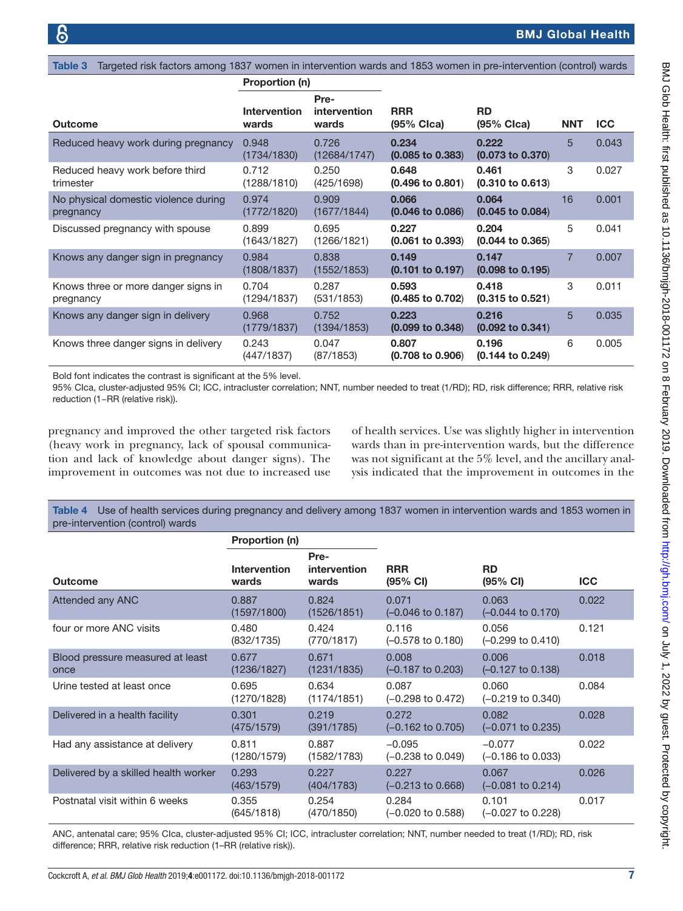Table 3 Targeted risk factors among 1837 women in intervention wards and 1853 women in pre-intervention (control) wards

| Outcome | Proportion (n) Intervention wards | Pre-intervention wards | RRR (95% CIca) | RD (95% CIca) | NNT | ICC |
|---|---|---|---|---|---|---|
| Reduced heavy work during pregnancy | 0.948 (1734/1830) | 0.726 (12684/1747) | **0.234 (0.085 to 0.383)** | **0.222 (0.073 to 0.370)** | 5 | 0.043 |
| Reduced heavy work before third trimester | 0.712 (1288/1810) | 0.250 (425/1698) | **0.648 (0.496 to 0.801)** | **0.461 (0.310 to 0.613)** | 3 | 0.027 |
| No physical domestic violence during pregnancy | 0.974 (1772/1820) | 0.909 (1677/1844) | **0.066 (0.046 to 0.086)** | **0.064 (0.045 to 0.084)** | 16 | 0.001 |
| Discussed pregnancy with spouse | 0.899 (1643/1827) | 0.695 (1266/1821) | **0.227 (0.061 to 0.393)** | **0.204 (0.044 to 0.365)** | 5 | 0.041 |
| Knows any danger sign in pregnancy | 0.984 (1808/1837) | 0.838 (1552/1853) | **0.149 (0.101 to 0.197)** | **0.147 (0.098 to 0.195)** | 7 | 0.007 |
| Knows three or more danger signs in pregnancy | 0.704 (1294/1837) | 0.287 (531/1853) | **0.593 (0.485 to 0.702)** | **0.418 (0.315 to 0.521)** | 3 | 0.011 |
| Knows any danger sign in delivery | 0.968 (1779/1837) | 0.752 (1394/1853) | **0.223 (0.099 to 0.348)** | **0.216 (0.092 to 0.341)** | 5 | 0.035 |
| Knows three danger signs in delivery | 0.243 (447/1837) | 0.047 (87/1853) | **0.807 (0.708 to 0.906)** | **0.196 (0.144 to 0.249)** | 6 | 0.005 |

Bold font indicates the contrast is significant at the 5% level.
95% CIca, cluster-adjusted 95% CI; ICC, intracluster correlation; NNT, number needed to treat (1/RD); RD, risk difference; RRR, relative risk reduction (1−RR (relative risk)).

pregnancy and improved the other targeted risk factors (heavy work in pregnancy, lack of spousal communication and lack of knowledge about danger signs). The improvement in outcomes was not due to increased use of health services. Use was slightly higher in intervention wards than in pre-intervention wards, but the difference was not significant at the 5% level, and the ancillary analysis indicated that the improvement in outcomes in the

Table 4 Use of health services during pregnancy and delivery among 1837 women in intervention wards and 1853 women in pre-intervention (control) wards

| Outcome | Proportion (n) Intervention wards | Pre-intervention wards | RRR (95% CI) | RD (95% CI) | ICC |
|---|---|---|---|---|---|
| Attended any ANC | 0.887 (1597/1800) | 0.824 (1526/1851) | 0.071 (−0.046 to 0.187) | 0.063 (−0.044 to 0.170) | 0.022 |
| four or more ANC visits | 0.480 (832/1735) | 0.424 (770/1817) | 0.116 (−0.578 to 0.180) | 0.056 (−0.299 to 0.410) | 0.121 |
| Blood pressure measured at least once | 0.677 (1236/1827) | 0.671 (1231/1835) | 0.008 (−0.187 to 0.203) | 0.006 (−0.127 to 0.138) | 0.018 |
| Urine tested at least once | 0.695 (1270/1828) | 0.634 (1174/1851) | 0.087 (−0.298 to 0.472) | 0.060 (−0.219 to 0.340) | 0.084 |
| Delivered in a health facility | 0.301 (475/1579) | 0.219 (391/1785) | 0.272 (−0.162 to 0.705) | 0.082 (−0.071 to 0.235) | 0.028 |
| Had any assistance at delivery | 0.811 (1280/1579) | 0.887 (1582/1783) | −0.095 (−0.238 to 0.049) | −0.077 (−0.186 to 0.033) | 0.022 |
| Delivered by a skilled health worker | 0.293 (463/1579) | 0.227 (404/1783) | 0.227 (−0.213 to 0.668) | 0.067 (−0.081 to 0.214) | 0.026 |
| Postnatal visit within 6 weeks | 0.355 (645/1818) | 0.254 (470/1850) | 0.284 (−0.020 to 0.588) | 0.101 (−0.027 to 0.228) | 0.017 |

ANC, antenatal care; 95% CIca, cluster-adjusted 95% CI; ICC, intracluster correlation; NNT, number needed to treat (1/RD); RD, risk difference; RRR, relative risk reduction (1−RR (relative risk)).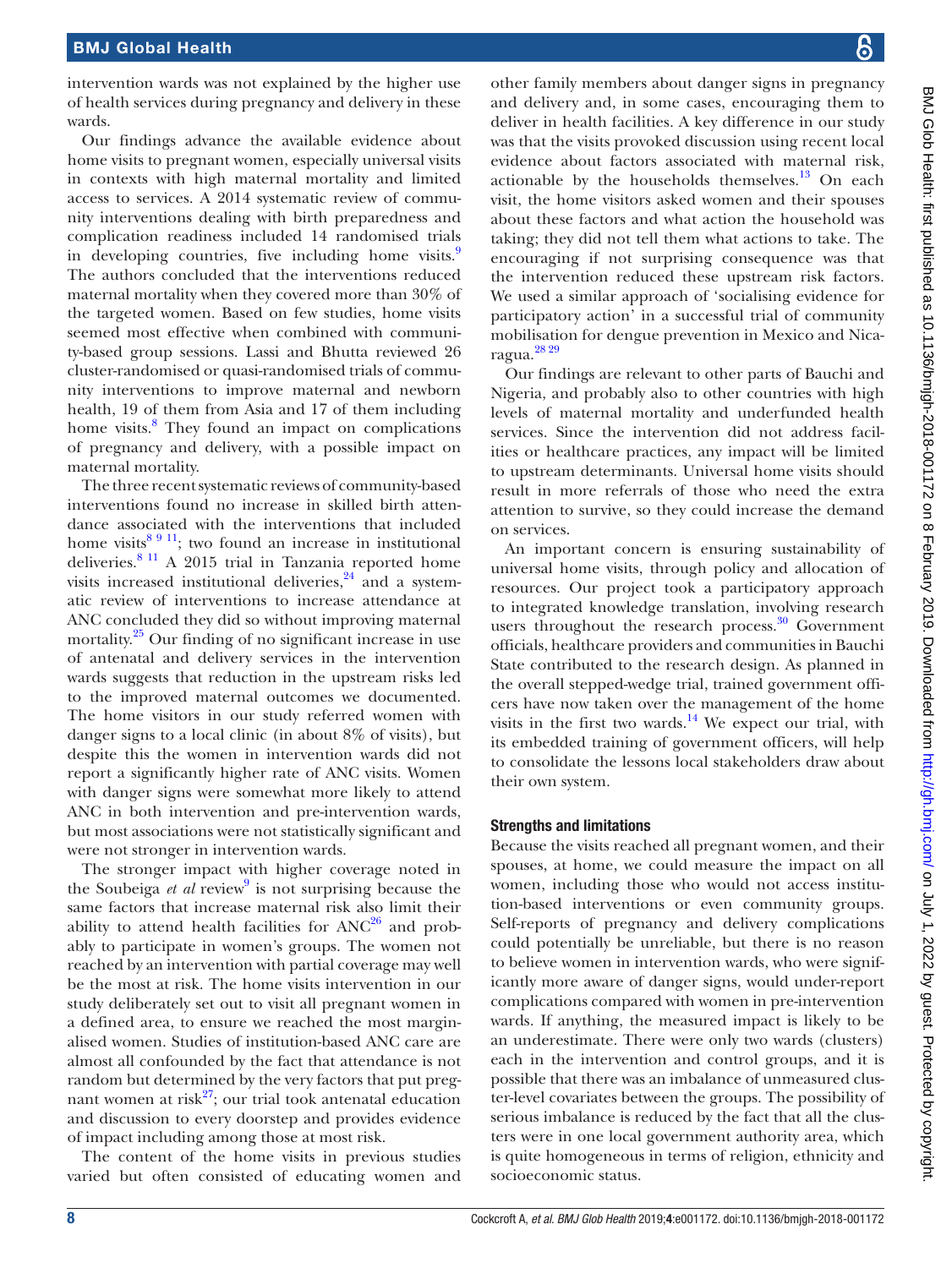intervention wards was not explained by the higher use of health services during pregnancy and delivery in these wards.

Our findings advance the available evidence about home visits to pregnant women, especially universal visits in contexts with high maternal mortality and limited access to services. A 2014 systematic review of community interventions dealing with birth preparedness and complication readiness included 14 randomised trials in developing countries, five including home visits.[9] The authors concluded that the interventions reduced maternal mortality when they covered more than 30% of the targeted women. Based on few studies, home visits seemed most effective when combined with community-based group sessions. Lassi and Bhutta reviewed 26 cluster-randomised or quasi-randomised trials of community interventions to improve maternal and newborn health, 19 of them from Asia and 17 of them including home visits.[8] They found an impact on complications of pregnancy and delivery, with a possible impact on maternal mortality.

The three recent systematic reviews of community-based interventions found no increase in skilled birth attendance associated with the interventions that included home visits[8 9 11]; two found an increase in institutional deliveries.[8 11] A 2015 trial in Tanzania reported home visits increased institutional deliveries,[24] and a systematic review of interventions to increase attendance at ANC concluded they did so without improving maternal mortality.[25] Our finding of no significant increase in use of antenatal and delivery services in the intervention wards suggests that reduction in the upstream risks led to the improved maternal outcomes we documented. The home visitors in our study referred women with danger signs to a local clinic (in about 8% of visits), but despite this the women in intervention wards did not report a significantly higher rate of ANC visits. Women with danger signs were somewhat more likely to attend ANC in both intervention and pre-intervention wards, but most associations were not statistically significant and were not stronger in intervention wards.

The stronger impact with higher coverage noted in the Soubeiga *et al* review[9] is not surprising because the same factors that increase maternal risk also limit their ability to attend health facilities for ANC[26] and probably to participate in women's groups. The women not reached by an intervention with partial coverage may well be the most at risk. The home visits intervention in our study deliberately set out to visit all pregnant women in a defined area, to ensure we reached the most marginalised women. Studies of institution-based ANC care are almost all confounded by the fact that attendance is not random but determined by the very factors that put pregnant women at risk[27]; our trial took antenatal education and discussion to every doorstep and provides evidence of impact including among those at most risk.

The content of the home visits in previous studies varied but often consisted of educating women and other family members about danger signs in pregnancy and delivery and, in some cases, encouraging them to deliver in health facilities. A key difference in our study was that the visits provoked discussion using recent local evidence about factors associated with maternal risk, actionable by the households themselves.[13] On each visit, the home visitors asked women and their spouses about these factors and what action the household was taking; they did not tell them what actions to take. The encouraging if not surprising consequence was that the intervention reduced these upstream risk factors. We used a similar approach of 'socialising evidence for participatory action' in a successful trial of community mobilisation for dengue prevention in Mexico and Nicaragua.[28 29]

Our findings are relevant to other parts of Bauchi and Nigeria, and probably also to other countries with high levels of maternal mortality and underfunded health services. Since the intervention did not address facilities or healthcare practices, any impact will be limited to upstream determinants. Universal home visits should result in more referrals of those who need the extra attention to survive, so they could increase the demand on services.

An important concern is ensuring sustainability of universal home visits, through policy and allocation of resources. Our project took a participatory approach to integrated knowledge translation, involving research users throughout the research process.[30] Government officials, healthcare providers and communities in Bauchi State contributed to the research design. As planned in the overall stepped-wedge trial, trained government officers have now taken over the management of the home visits in the first two wards.[14] We expect our trial, with its embedded training of government officers, will help to consolidate the lessons local stakeholders draw about their own system.

### Strengths and limitations

Because the visits reached all pregnant women, and their spouses, at home, we could measure the impact on all women, including those who would not access institution-based interventions or even community groups. Self-reports of pregnancy and delivery complications could potentially be unreliable, but there is no reason to believe women in intervention wards, who were significantly more aware of danger signs, would under-report complications compared with women in pre-intervention wards. If anything, the measured impact is likely to be an underestimate. There were only two wards (clusters) each in the intervention and control groups, and it is possible that there was an imbalance of unmeasured cluster-level covariates between the groups. The possibility of serious imbalance is reduced by the fact that all the clusters were in one local government authority area, which is quite homogeneous in terms of religion, ethnicity and socioeconomic status.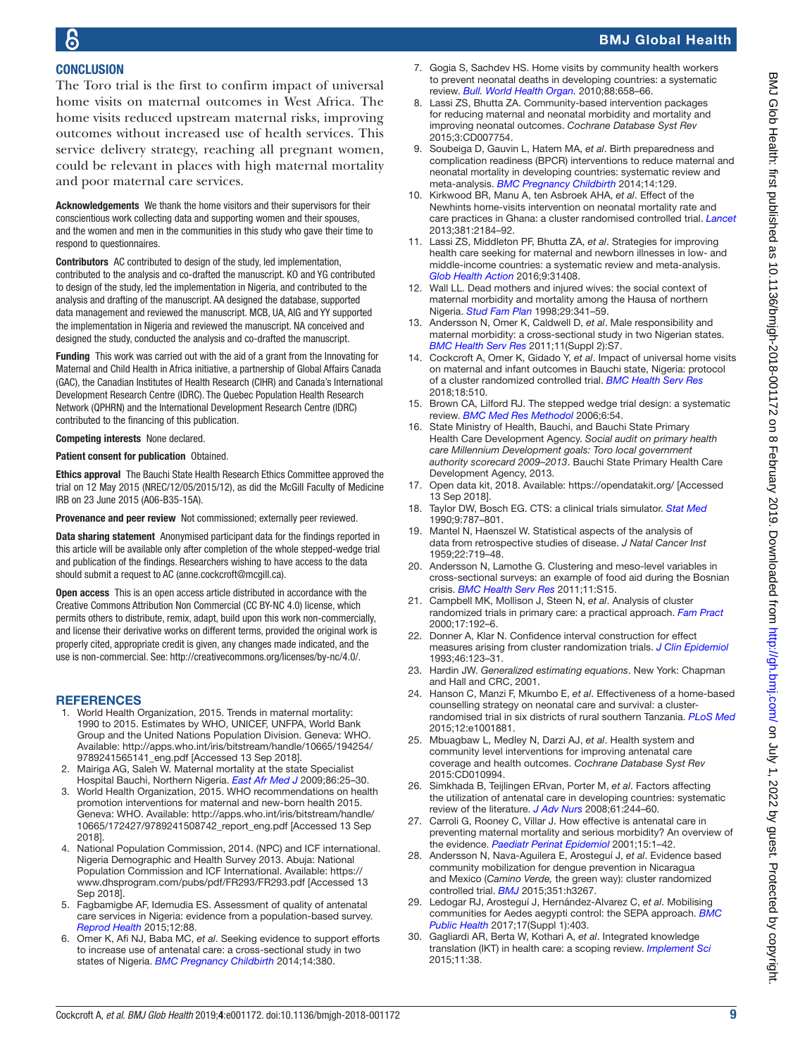## CONCLUSION

The Toro trial is the first to confirm impact of universal home visits on maternal outcomes in West Africa. The home visits reduced upstream maternal risks, improving outcomes without increased use of health services. This service delivery strategy, reaching all pregnant women, could be relevant in places with high maternal mortality and poor maternal care services.

**Acknowledgements** We thank the home visitors and their supervisors for their conscientious work collecting data and supporting women and their spouses, and the women and men in the communities in this study who gave their time to respond to questionnaires.

**Contributors** AC contributed to design of the study, led implementation, contributed to the analysis and co-drafted the manuscript. KO and YG contributed to design of the study, led the implementation in Nigeria, and contributed to the analysis and drafting of the manuscript. AA designed the database, supported data management and reviewed the manuscript. MCB, UA, AIG and YY supported the implementation in Nigeria and reviewed the manuscript. NA conceived and designed the study, conducted the analysis and co-drafted the manuscript.

**Funding** This work was carried out with the aid of a grant from the Innovating for Maternal and Child Health in Africa initiative, a partnership of Global Affairs Canada (GAC), the Canadian Institutes of Health Research (CIHR) and Canada's International Development Research Centre (IDRC). The Quebec Population Health Research Network (QPHRN) and the International Development Research Centre (IDRC) contributed to the financing of this publication.

**Competing interests** None declared.

**Patient consent for publication** Obtained.

**Ethics approval** The Bauchi State Health Research Ethics Committee approved the trial on 12 May 2015 (NREC/12/05/2015/12), as did the McGill Faculty of Medicine IRB on 23 June 2015 (A06-B35-15A).

**Provenance and peer review** Not commissioned; externally peer reviewed.

**Data sharing statement** Anonymised participant data for the findings reported in this article will be available only after completion of the whole stepped-wedge trial and publication of the findings. Researchers wishing to have access to the data should submit a request to AC (anne.cockcroft@mcgill.ca).

**Open access** This is an open access article distributed in accordance with the Creative Commons Attribution Non Commercial (CC BY-NC 4.0) license, which permits others to distribute, remix, adapt, build upon this work non-commercially, and license their derivative works on different terms, provided the original work is properly cited, appropriate credit is given, any changes made indicated, and the use is non-commercial. See: http://creativecommons.org/licenses/by-nc/4.0/.

## REFERENCES

1. World Health Organization, 2015. Trends in maternal mortality: 1990 to 2015. Estimates by WHO, UNICEF, UNFPA, World Bank Group and the United Nations Population Division. Geneva: WHO. Available: http://apps.who.int/iris/bitstream/handle/10665/194254/9789241565141_eng.pdf [Accessed 13 Sep 2018].
2. Mairiga AG, Saleh W. Maternal mortality at the state Specialist Hospital Bauchi, Northern Nigeria. *East Afr Med J* 2009;86:25–30.
3. World Health Organization, 2015. WHO recommendations on health promotion interventions for maternal and new-born health 2015. Geneva: WHO. Available: http://apps.who.int/iris/bitstream/handle/10665/172427/9789241508742_report_eng.pdf [Accessed 13 Sep 2018].
4. National Population Commission, 2014. (NPC) and ICF international. Nigeria Demographic and Health Survey 2013. Abuja: National Population Commission and ICF International. Available: https://www.dhsprogram.com/pubs/pdf/FR293/FR293.pdf [Accessed 13 Sep 2018].
5. Fagbamigbe AF, Idemudia ES. Assessment of quality of antenatal care services in Nigeria: evidence from a population-based survey. *Reprod Health* 2015;12:88.
6. Omer K, Afi NJ, Baba MC, *et al*. Seeking evidence to support efforts to increase use of antenatal care: a cross-sectional study in two states of Nigeria. *BMC Pregnancy Childbirth* 2014;14:380.
7. Gogia S, Sachdev HS. Home visits by community health workers to prevent neonatal deaths in developing countries: a systematic review. *Bull. World Health Organ.* 2010;88:658–66.
8. Lassi ZS, Bhutta ZA. Community-based intervention packages for reducing maternal and neonatal morbidity and mortality and improving neonatal outcomes. *Cochrane Database Syst Rev* 2015;3:CD007754.
9. Soubeiga D, Gauvin L, Hatem MA, *et al*. Birth preparedness and complication readiness (BPCR) interventions to reduce maternal and neonatal mortality in developing countries: systematic review and meta-analysis. *BMC Pregnancy Childbirth* 2014;14:129.
10. Kirkwood BR, Manu A, ten Asbroek AHA, *et al*. Effect of the Newhints home-visits intervention on neonatal mortality rate and care practices in Ghana: a cluster randomised controlled trial. *Lancet* 2013;381:2184–92.
11. Lassi ZS, Middleton PF, Bhutta ZA, *et al*. Strategies for improving health care seeking for maternal and newborn illnesses in low- and middle-income countries: a systematic review and meta-analysis. *Glob Health Action* 2016;9:31408.
12. Wall LL. Dead mothers and injured wives: the social context of maternal morbidity and mortality among the Hausa of northern Nigeria. *Stud Fam Plan* 1998;29:341–59.
13. Andersson N, Omer K, Caldwell D, *et al*. Male responsibility and maternal morbidity: a cross-sectional study in two Nigerian states. *BMC Health Serv Res* 2011;11(Suppl 2):S7.
14. Cockcroft A, Omer K, Gidado Y, *et al*. Impact of universal home visits on maternal and infant outcomes in Bauchi state, Nigeria: protocol of a cluster randomized controlled trial. *BMC Health Serv Res* 2018;18:510.
15. Brown CA, Lilford RJ. The stepped wedge trial design: a systematic review. *BMC Med Res Methodol* 2006;6:54.
16. State Ministry of Health, Bauchi, and Bauchi State Primary Health Care Development Agency. *Social audit on primary health care Millennium Development goals: Toro local government authority scorecard 2009–2013*. Bauchi State Primary Health Care Development Agency, 2013.
17. Open data kit, 2018. Available: https://opendatakit.org/ [Accessed 13 Sep 2018].
18. Taylor DW, Bosch EG. CTS: a clinical trials simulator. *Stat Med* 1990;9:787–801.
19. Mantel N, Haenszel W. Statistical aspects of the analysis of data from retrospective studies of disease. *J Natal Cancer Inst* 1959;22:719–48.
20. Andersson N, Lamothe G. Clustering and meso-level variables in cross-sectional surveys: an example of food aid during the Bosnian crisis. *BMC Health Serv Res* 2011;11:S15.
21. Campbell MK, Mollison J, Steen N, *et al*. Analysis of cluster randomized trials in primary care: a practical approach. *Fam Pract* 2000;17:192–6.
22. Donner A, Klar N. Confidence interval construction for effect measures arising from cluster randomization trials. *J Clin Epidemiol* 1993;46:123–31.
23. Hardin JW. *Generalized estimating equations*. New York: Chapman and Hall and CRC, 2001.
24. Hanson C, Manzi F, Mkumbo E, *et al*. Effectiveness of a home-based counselling strategy on neonatal care and survival: a cluster-randomised trial in six districts of rural southern Tanzania. *PLoS Med* 2015;12:e1001881.
25. Mbuagbaw L, Medley N, Darzi AJ, *et al*. Health system and community level interventions for improving antenatal care coverage and health outcomes. *Cochrane Database Syst Rev* 2015:CD010994.
26. Simkhada B, Teijlingen ERvan, Porter M, *et al*. Factors affecting the utilization of antenatal care in developing countries: systematic review of the literature. *J Adv Nurs* 2008;61:244–60.
27. Carroli G, Rooney C, Villar J. How effective is antenatal care in preventing maternal mortality and serious morbidity? An overview of the evidence. *Paediatr Perinat Epidemiol* 2001;15:1–42.
28. Andersson N, Nava-Aguilera E, Arosteguí J, *et al*. Evidence based community mobilization for dengue prevention in Nicaragua and Mexico (*Camino Verde,* the green way): cluster randomized controlled trial. *BMJ* 2015;351:h3267.
29. Ledogar RJ, Arosteguí J, Hernández-Alvarez C, *et al*. Mobilising communities for Aedes aegypti control: the SEPA approach. *BMC Public Health* 2017;17(Suppl 1):403.
30. Gagliardi AR, Berta W, Kothari A, *et al*. Integrated knowledge translation (IKT) in health care: a scoping review. *Implement Sci* 2015;11:38.